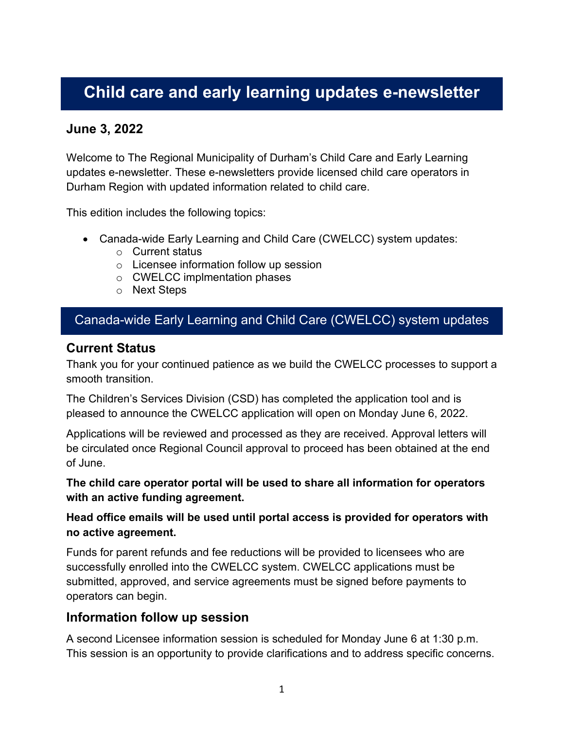# Child care and early learning updates e-newsletter

### June 3, 2022

Welcome to The Regional Municipality of Durham's Child Care and Early Learning updates e-newsletter. These e-newsletters provide licensed child care operators in Durham Region with updated information related to child care.

This edition includes the following topics:

- Canada-wide Early Learning and Child Care (CWELCC) system updates:
  - Current status
  - Licensee information follow up session
  - CWELCC implmentation phases
  - Next Steps

## Canada-wide Early Learning and Child Care (CWELCC) system updates

### Current Status

Thank you for your continued patience as we build the CWELCC processes to support a smooth transition.

The Children's Services Division (CSD) has completed the application tool and is pleased to announce the CWELCC application will open on Monday June 6, 2022.

Applications will be reviewed and processed as they are received. Approval letters will be circulated once Regional Council approval to proceed has been obtained at the end of June.

**The child care operator portal will be used to share all information for operators with an active funding agreement.**

**Head office emails will be used until portal access is provided for operators with no active agreement.**

Funds for parent refunds and fee reductions will be provided to licensees who are successfully enrolled into the CWELCC system. CWELCC applications must be submitted, approved, and service agreements must be signed before payments to operators can begin.

### Information follow up session

A second Licensee information session is scheduled for Monday June 6 at 1:30 p.m. This session is an opportunity to provide clarifications and to address specific concerns.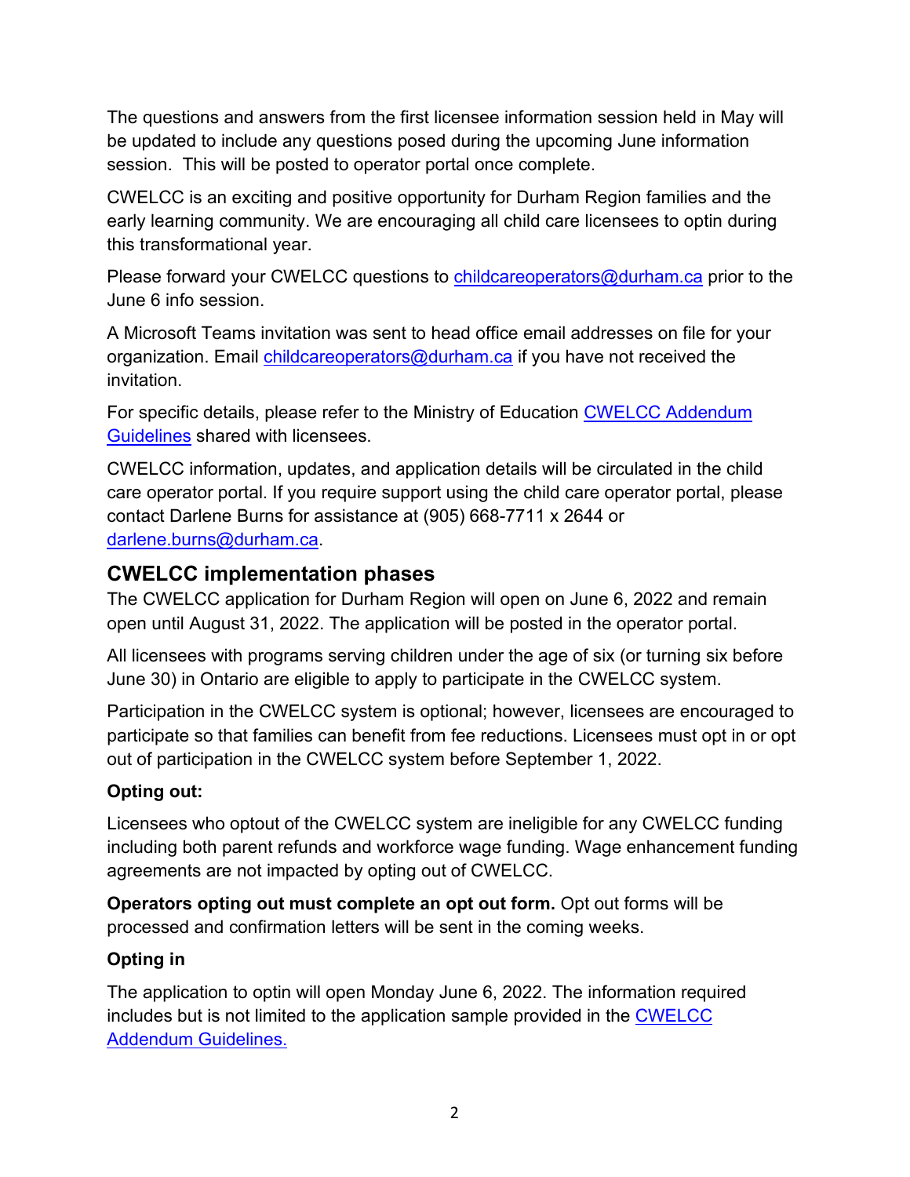The questions and answers from the first licensee information session held in May will be updated to include any questions posed during the upcoming June information session. This will be posted to operator portal once complete.

CWELCC is an exciting and positive opportunity for Durham Region families and the early learning community. We are encouraging all child care licensees to optin during this transformational year.

Please forward your CWELCC questions to [childcareoperators@durham.ca](mailto:childcareoperators@durham.ca) prior to the June 6 info session.

A Microsoft Teams invitation was sent to head office email addresses on file for your organization. Email [childcareoperators@durham.ca](mailto:childcareoperators@durham.ca) if you have not received the invitation.

For specific details, please refer to the Ministry of Education [CWELCC Addendum Guidelines](#) shared with licensees.

CWELCC information, updates, and application details will be circulated in the child care operator portal. If you require support using the child care operator portal, please contact Darlene Burns for assistance at (905) 668-7711 x 2644 or [darlene.burns@durham.ca](mailto:darlene.burns@durham.ca).

## CWELCC implementation phases

The CWELCC application for Durham Region will open on June 6, 2022 and remain open until August 31, 2022. The application will be posted in the operator portal.

All licensees with programs serving children under the age of six (or turning six before June 30) in Ontario are eligible to apply to participate in the CWELCC system.

Participation in the CWELCC system is optional; however, licensees are encouraged to participate so that families can benefit from fee reductions. Licensees must opt in or opt out of participation in the CWELCC system before September 1, 2022.

**Opting out:**

Licensees who optout of the CWELCC system are ineligible for any CWELCC funding including both parent refunds and workforce wage funding. Wage enhancement funding agreements are not impacted by opting out of CWELCC.

**Operators opting out must complete an opt out form.** Opt out forms will be processed and confirmation letters will be sent in the coming weeks.

**Opting in**

The application to optin will open Monday June 6, 2022. The information required includes but is not limited to the application sample provided in the [CWELCC Addendum Guidelines.](#)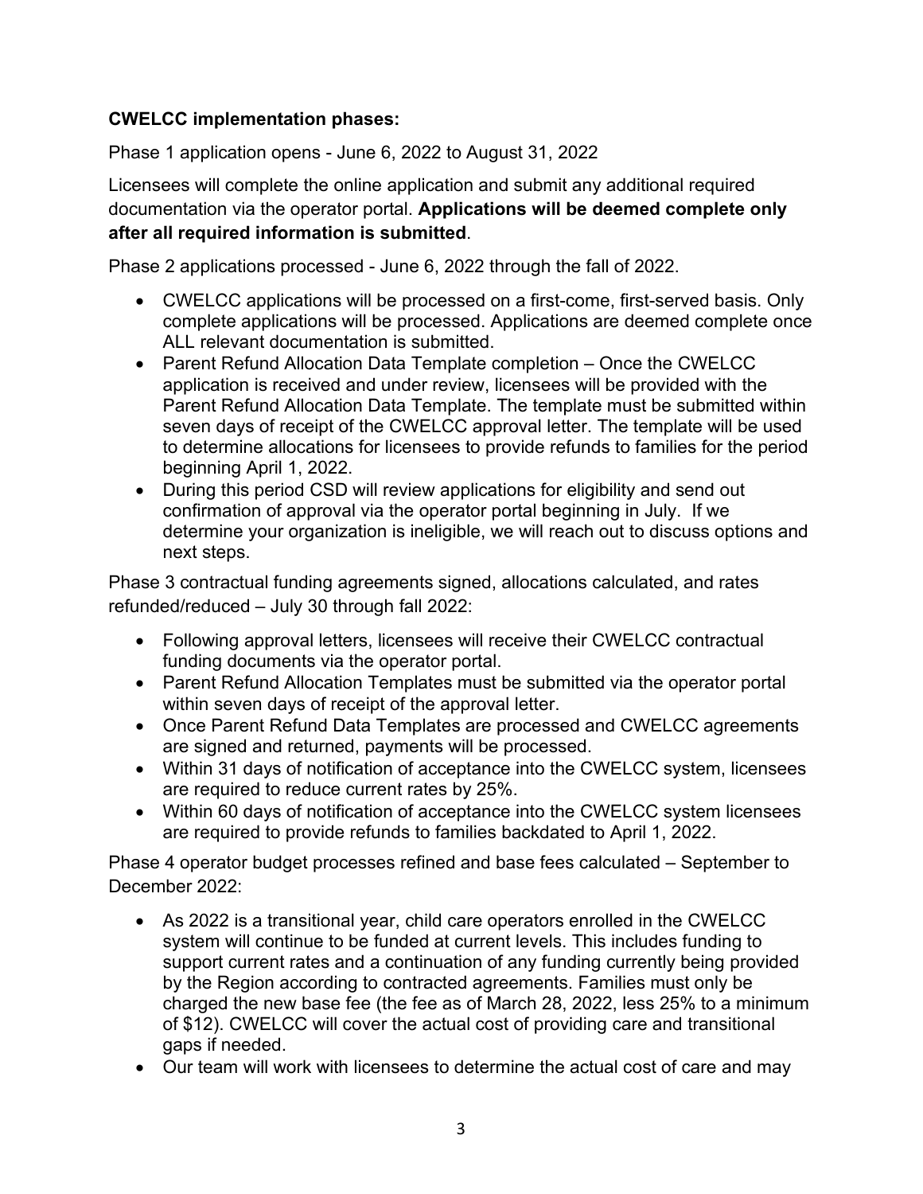**CWELCC implementation phases:**

Phase 1 application opens - June 6, 2022 to August 31, 2022

Licensees will complete the online application and submit any additional required documentation via the operator portal. **Applications will be deemed complete only after all required information is submitted**.

Phase 2 applications processed - June 6, 2022 through the fall of 2022.

- CWELCC applications will be processed on a first-come, first-served basis. Only complete applications will be processed. Applications are deemed complete once ALL relevant documentation is submitted.
- Parent Refund Allocation Data Template completion – Once the CWELCC application is received and under review, licensees will be provided with the Parent Refund Allocation Data Template. The template must be submitted within seven days of receipt of the CWELCC approval letter. The template will be used to determine allocations for licensees to provide refunds to families for the period beginning April 1, 2022.
- During this period CSD will review applications for eligibility and send out confirmation of approval via the operator portal beginning in July. If we determine your organization is ineligible, we will reach out to discuss options and next steps.

Phase 3 contractual funding agreements signed, allocations calculated, and rates refunded/reduced – July 30 through fall 2022:

- Following approval letters, licensees will receive their CWELCC contractual funding documents via the operator portal.
- Parent Refund Allocation Templates must be submitted via the operator portal within seven days of receipt of the approval letter.
- Once Parent Refund Data Templates are processed and CWELCC agreements are signed and returned, payments will be processed.
- Within 31 days of notification of acceptance into the CWELCC system, licensees are required to reduce current rates by 25%.
- Within 60 days of notification of acceptance into the CWELCC system licensees are required to provide refunds to families backdated to April 1, 2022.

Phase 4 operator budget processes refined and base fees calculated – September to December 2022:

- As 2022 is a transitional year, child care operators enrolled in the CWELCC system will continue to be funded at current levels. This includes funding to support current rates and a continuation of any funding currently being provided by the Region according to contracted agreements. Families must only be charged the new base fee (the fee as of March 28, 2022, less 25% to a minimum of $12). CWELCC will cover the actual cost of providing care and transitional gaps if needed.
- Our team will work with licensees to determine the actual cost of care and may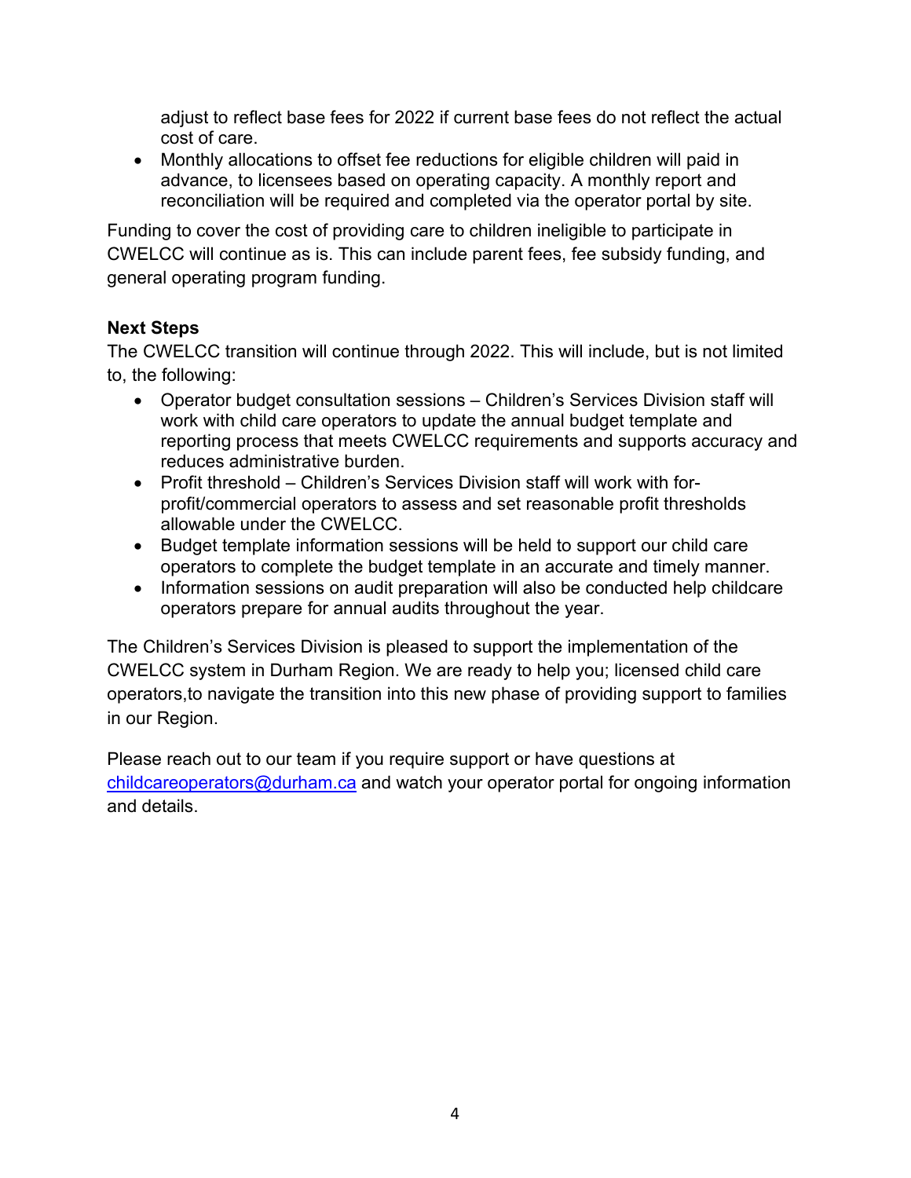adjust to reflect base fees for 2022 if current base fees do not reflect the actual cost of care.

- Monthly allocations to offset fee reductions for eligible children will paid in advance, to licensees based on operating capacity. A monthly report and reconciliation will be required and completed via the operator portal by site.

Funding to cover the cost of providing care to children ineligible to participate in CWELCC will continue as is. This can include parent fees, fee subsidy funding, and general operating program funding.

**Next Steps**

The CWELCC transition will continue through 2022. This will include, but is not limited to, the following:

- Operator budget consultation sessions – Children's Services Division staff will work with child care operators to update the annual budget template and reporting process that meets CWELCC requirements and supports accuracy and reduces administrative burden.
- Profit threshold – Children's Services Division staff will work with for-profit/commercial operators to assess and set reasonable profit thresholds allowable under the CWELCC.
- Budget template information sessions will be held to support our child care operators to complete the budget template in an accurate and timely manner.
- Information sessions on audit preparation will also be conducted help childcare operators prepare for annual audits throughout the year.

The Children's Services Division is pleased to support the implementation of the CWELCC system in Durham Region. We are ready to help you; licensed child care operators,to navigate the transition into this new phase of providing support to families in our Region.

Please reach out to our team if you require support or have questions at [childcareoperators@durham.ca](mailto:childcareoperators@durham.ca) and watch your operator portal for ongoing information and details.